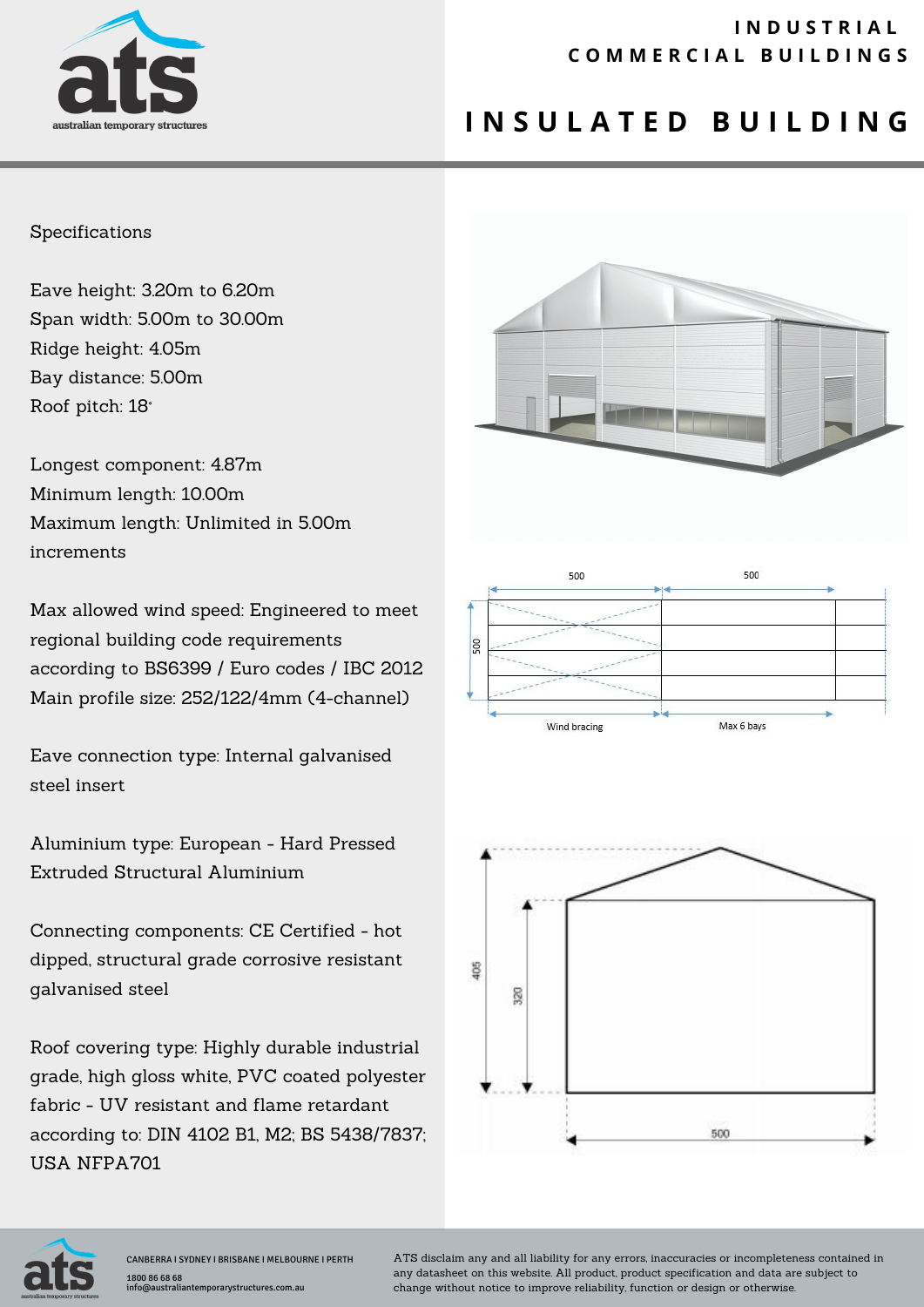INDUSTRIAL COMMERCIAL BUILDINGS

# INSULATED BUILDING

Specifications

Eave height: 3.20m to 6.20m
Span width: 5.00m to 30.00m
Ridge height: 4.05m
Bay distance: 5.00m
Roof pitch: 18°

Longest component: 4.87m
Minimum length: 10.00m
Maximum length: Unlimited in 5.00m increments

Max allowed wind speed: Engineered to meet regional building code requirements according to BS6399 / Euro codes / IBC 2012
Main profile size: 252/122/4mm (4-channel)

Eave connection type: Internal galvanised steel insert

Aluminium type: European - Hard Pressed Extruded Structural Aluminium

Connecting components: CE Certified - hot dipped, structural grade corrosive resistant galvanised steel

Roof covering type: Highly durable industrial grade, high gloss white, PVC coated polyester fabric - UV resistant and flame retardant according to: DIN 4102 B1, M2; BS 5438/7837; USA NFPA701

500 500
500
Wind bracing Max 6 bays

405 320
500

CANBERRA I SYDNEY I BRISBANE I MELBOURNE I PERTH
1800 86 68 68
info@australiantemporarystructures.com.au

ATS disclaim any and all liability for any errors, inaccuracies or incompleteness contained in any datasheet on this website. All product, product specification and data are subject to change without notice to improve reliability, function or design or otherwise.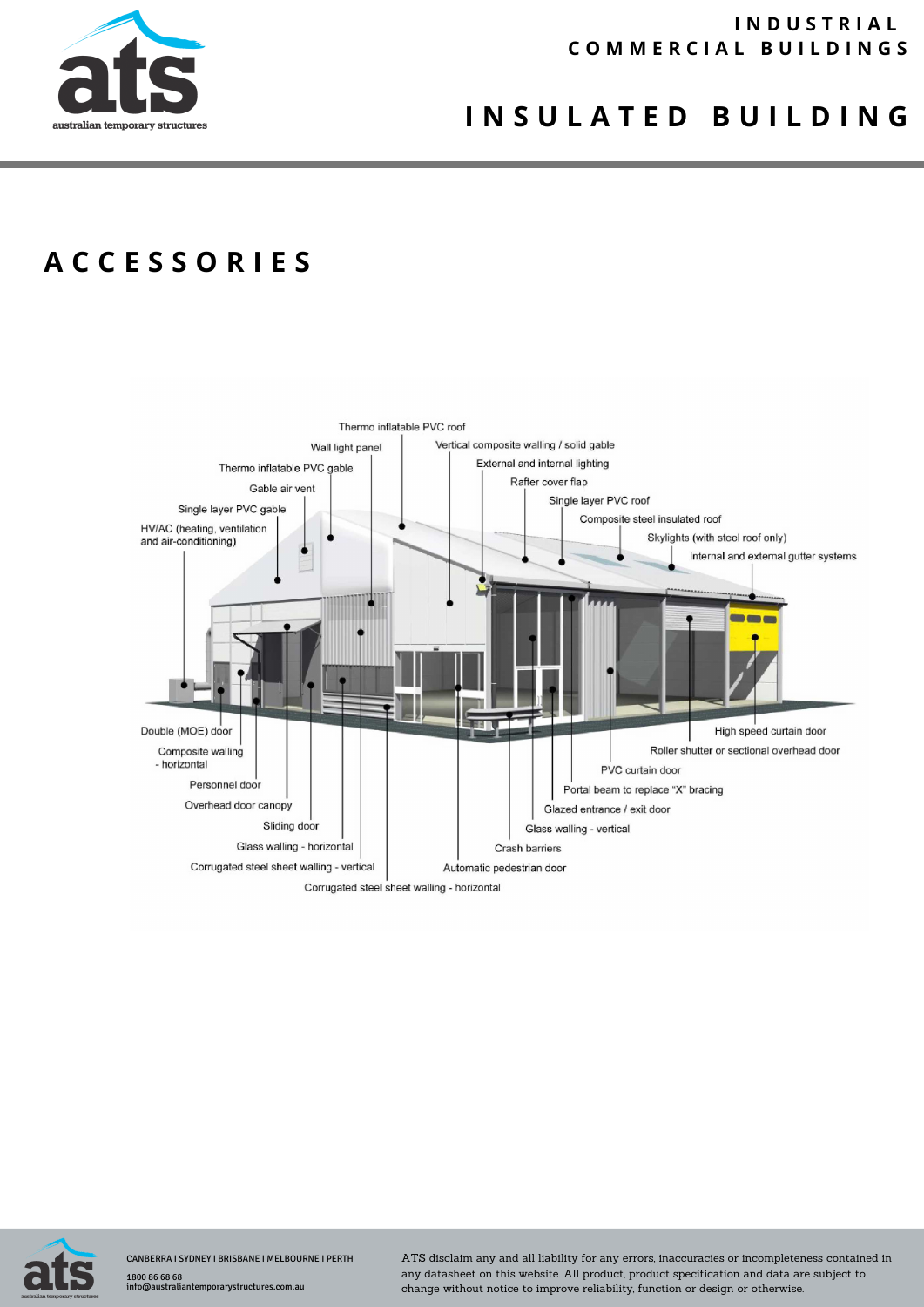# ACCESSORIES

Thermo inflatable PVC roof
Wall light panel
Vertical composite walling / solid gable
Thermo inflatable PVC gable
External and internal lighting
Gable air vent
Rafter cover flap
Single layer PVC gable
Single layer PVC roof
HV/AC (heating, ventilation and air-conditioning)
Composite steel insulated roof
Skylights (with steel roof only)
Internal and external gutter systems

Double (MOE) door
Composite walling - horizontal
Personnel door
Overhead door canopy
Sliding door
Glass walling - horizontal
Corrugated steel sheet walling - vertical
Corrugated steel sheet walling - horizontal
High speed curtain door
Roller shutter or sectional overhead door
PVC curtain door
Portal beam to replace "X" bracing
Glazed entrance / exit door
Glass walling - vertical
Crash barriers
Automatic pedestrian door

CANBERRA I SYDNEY I BRISBANE I MELBOURNE I PERTH
1800 86 68 68
info@australiantemporarystructures.com.au

ATS disclaim any and all liability for any errors, inaccuracies or incompleteness contained in any datasheet on this website. All product, product specification and data are subject to change without notice to improve reliability, function or design or otherwise.